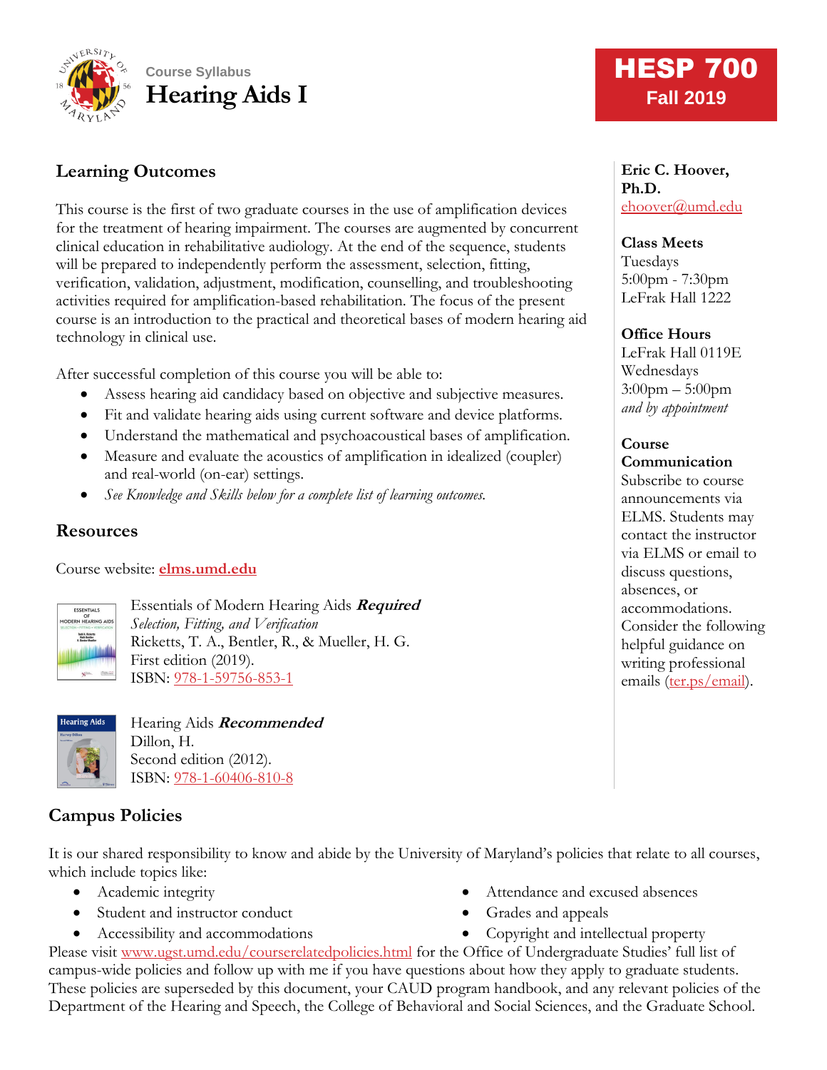Course Syllabus

# Hearing Aids I

**HESP 700**
**Fall 2019**

## Learning Outcomes

This course is the first of two graduate courses in the use of amplification devices for the treatment of hearing impairment. The courses are augmented by concurrent clinical education in rehabilitative audiology. At the end of the sequence, students will be prepared to independently perform the assessment, selection, fitting, verification, validation, adjustment, modification, counselling, and troubleshooting activities required for amplification-based rehabilitation. The focus of the present course is an introduction to the practical and theoretical bases of modern hearing aid technology in clinical use.

After successful completion of this course you will be able to:

- Assess hearing aid candidacy based on objective and subjective measures.
- Fit and validate hearing aids using current software and device platforms.
- Understand the mathematical and psychoacoustical bases of amplification.
- Measure and evaluate the acoustics of amplification in idealized (coupler) and real-world (on-ear) settings.
- *See Knowledge and Skills below for a complete list of learning outcomes.*

**Eric C. Hoover, Ph.D.**
ehoover@umd.edu

**Class Meets**
Tuesdays
5:00pm - 7:30pm
LeFrak Hall 1222

**Office Hours**
LeFrak Hall 0119E
Wednesdays
3:00pm – 5:00pm
*and by appointment*

**Course Communication**
Subscribe to course announcements via ELMS. Students may contact the instructor via ELMS or email to discuss questions, absences, or accommodations. Consider the following helpful guidance on writing professional emails (ter.ps/email).

## Resources

Course website: **elms.umd.edu**

Essentials of Modern Hearing Aids ***Required***
*Selection, Fitting, and Verification*
Ricketts, T. A., Bentler, R., & Mueller, H. G.
First edition (2019).
ISBN: 978-1-59756-853-1

Hearing Aids ***Recommended***
Dillon, H.
Second edition (2012).
ISBN: 978-1-60406-810-8

## Campus Policies

It is our shared responsibility to know and abide by the University of Maryland's policies that relate to all courses, which include topics like:

- Academic integrity
- Student and instructor conduct
- Accessibility and accommodations
- Attendance and excused absences
- Grades and appeals
- Copyright and intellectual property

Please visit www.ugst.umd.edu/courserelatedpolicies.html for the Office of Undergraduate Studies' full list of campus-wide policies and follow up with me if you have questions about how they apply to graduate students. These policies are superseded by this document, your CAUD program handbook, and any relevant policies of the Department of the Hearing and Speech, the College of Behavioral and Social Sciences, and the Graduate School.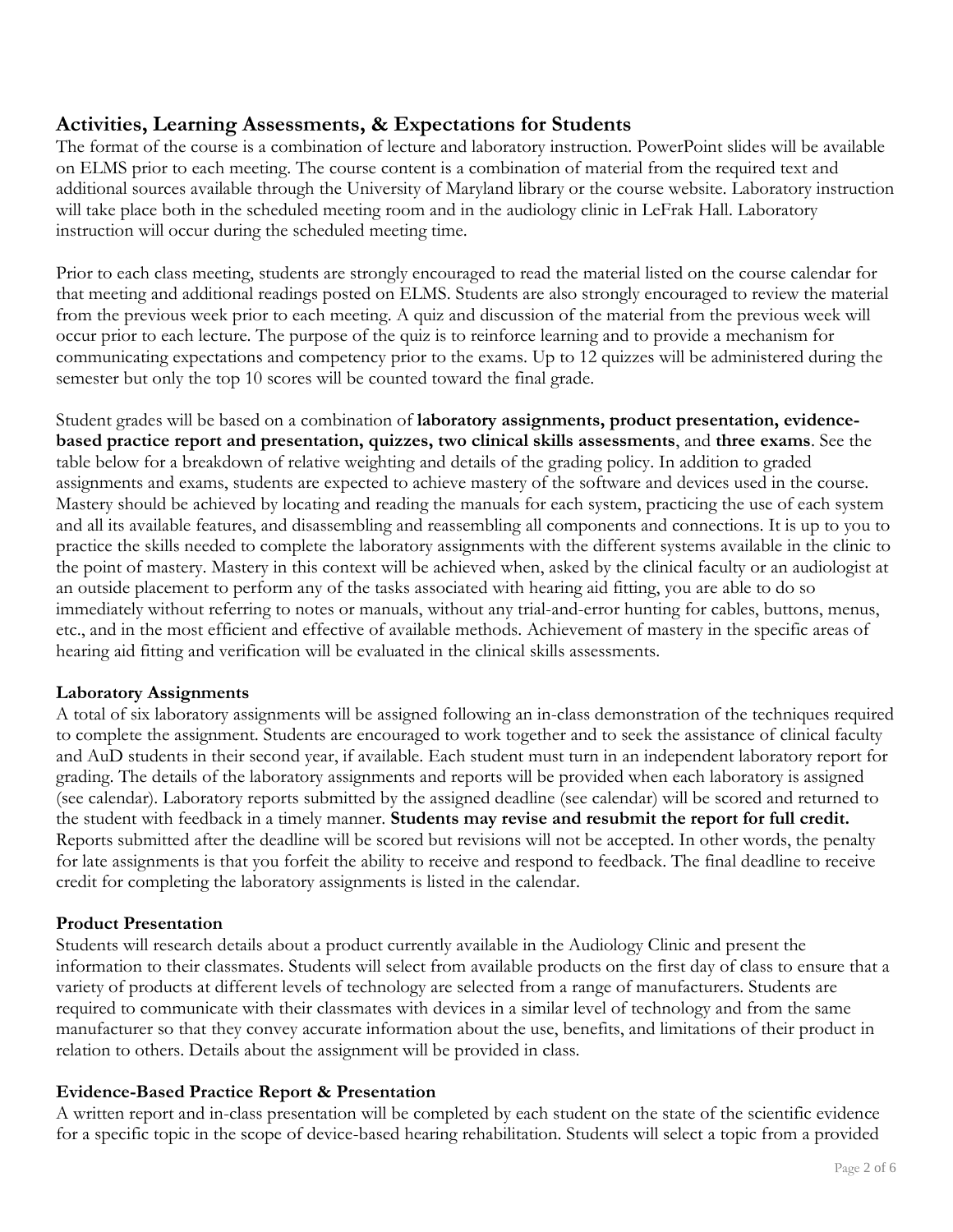## Activities, Learning Assessments, & Expectations for Students

The format of the course is a combination of lecture and laboratory instruction. PowerPoint slides will be available on ELMS prior to each meeting. The course content is a combination of material from the required text and additional sources available through the University of Maryland library or the course website. Laboratory instruction will take place both in the scheduled meeting room and in the audiology clinic in LeFrak Hall. Laboratory instruction will occur during the scheduled meeting time.

Prior to each class meeting, students are strongly encouraged to read the material listed on the course calendar for that meeting and additional readings posted on ELMS. Students are also strongly encouraged to review the material from the previous week prior to each meeting. A quiz and discussion of the material from the previous week will occur prior to each lecture. The purpose of the quiz is to reinforce learning and to provide a mechanism for communicating expectations and competency prior to the exams. Up to 12 quizzes will be administered during the semester but only the top 10 scores will be counted toward the final grade.

Student grades will be based on a combination of **laboratory assignments, product presentation, evidence-based practice report and presentation, quizzes, two clinical skills assessments**, and **three exams**. See the table below for a breakdown of relative weighting and details of the grading policy. In addition to graded assignments and exams, students are expected to achieve mastery of the software and devices used in the course. Mastery should be achieved by locating and reading the manuals for each system, practicing the use of each system and all its available features, and disassembling and reassembling all components and connections. It is up to you to practice the skills needed to complete the laboratory assignments with the different systems available in the clinic to the point of mastery. Mastery in this context will be achieved when, asked by the clinical faculty or an audiologist at an outside placement to perform any of the tasks associated with hearing aid fitting, you are able to do so immediately without referring to notes or manuals, without any trial-and-error hunting for cables, buttons, menus, etc., and in the most efficient and effective of available methods. Achievement of mastery in the specific areas of hearing aid fitting and verification will be evaluated in the clinical skills assessments.

### Laboratory Assignments

A total of six laboratory assignments will be assigned following an in-class demonstration of the techniques required to complete the assignment. Students are encouraged to work together and to seek the assistance of clinical faculty and AuD students in their second year, if available. Each student must turn in an independent laboratory report for grading. The details of the laboratory assignments and reports will be provided when each laboratory is assigned (see calendar). Laboratory reports submitted by the assigned deadline (see calendar) will be scored and returned to the student with feedback in a timely manner. **Students may revise and resubmit the report for full credit.** Reports submitted after the deadline will be scored but revisions will not be accepted. In other words, the penalty for late assignments is that you forfeit the ability to receive and respond to feedback. The final deadline to receive credit for completing the laboratory assignments is listed in the calendar.

### Product Presentation

Students will research details about a product currently available in the Audiology Clinic and present the information to their classmates. Students will select from available products on the first day of class to ensure that a variety of products at different levels of technology are selected from a range of manufacturers. Students are required to communicate with their classmates with devices in a similar level of technology and from the same manufacturer so that they convey accurate information about the use, benefits, and limitations of their product in relation to others. Details about the assignment will be provided in class.

### Evidence-Based Practice Report & Presentation

A written report and in-class presentation will be completed by each student on the state of the scientific evidence for a specific topic in the scope of device-based hearing rehabilitation. Students will select a topic from a provided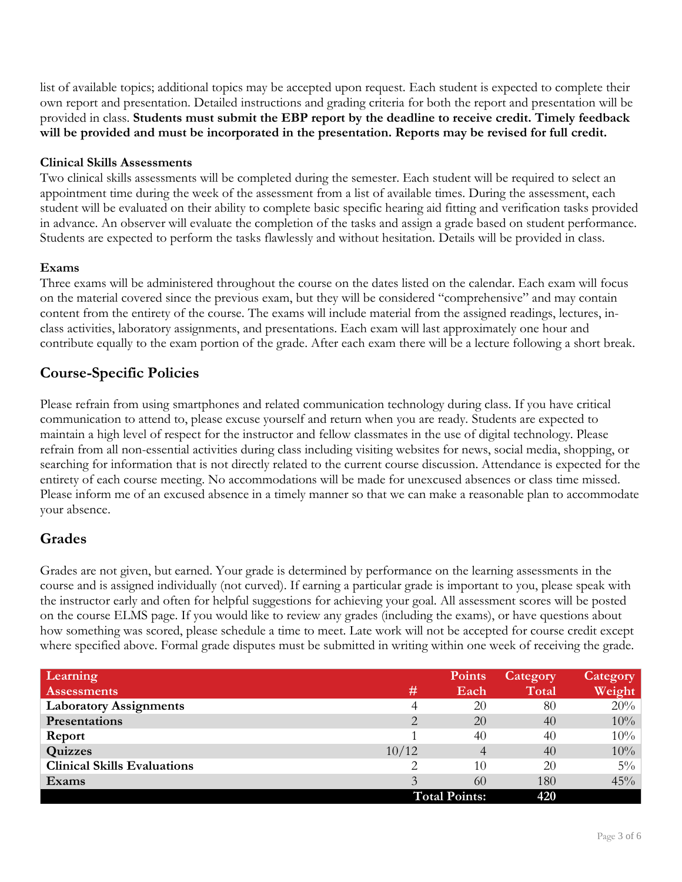list of available topics; additional topics may be accepted upon request. Each student is expected to complete their own report and presentation. Detailed instructions and grading criteria for both the report and presentation will be provided in class. **Students must submit the EBP report by the deadline to receive credit. Timely feedback will be provided and must be incorporated in the presentation. Reports may be revised for full credit.**

**Clinical Skills Assessments**

Two clinical skills assessments will be completed during the semester. Each student will be required to select an appointment time during the week of the assessment from a list of available times. During the assessment, each student will be evaluated on their ability to complete basic specific hearing aid fitting and verification tasks provided in advance. An observer will evaluate the completion of the tasks and assign a grade based on student performance. Students are expected to perform the tasks flawlessly and without hesitation. Details will be provided in class.

**Exams**

Three exams will be administered throughout the course on the dates listed on the calendar. Each exam will focus on the material covered since the previous exam, but they will be considered "comprehensive" and may contain content from the entirety of the course. The exams will include material from the assigned readings, lectures, in-class activities, laboratory assignments, and presentations. Each exam will last approximately one hour and contribute equally to the exam portion of the grade. After each exam there will be a lecture following a short break.

## Course-Specific Policies

Please refrain from using smartphones and related communication technology during class. If you have critical communication to attend to, please excuse yourself and return when you are ready. Students are expected to maintain a high level of respect for the instructor and fellow classmates in the use of digital technology. Please refrain from all non-essential activities during class including visiting websites for news, social media, shopping, or searching for information that is not directly related to the current course discussion. Attendance is expected for the entirety of each course meeting. No accommodations will be made for unexcused absences or class time missed. Please inform me of an excused absence in a timely manner so that we can make a reasonable plan to accommodate your absence.

## Grades

Grades are not given, but earned. Your grade is determined by performance on the learning assessments in the course and is assigned individually (not curved). If earning a particular grade is important to you, please speak with the instructor early and often for helpful suggestions for achieving your goal. All assessment scores will be posted on the course ELMS page. If you would like to review any grades (including the exams), or have questions about how something was scored, please schedule a time to meet. Late work will not be accepted for course credit except where specified above. Formal grade disputes must be submitted in writing within one week of receiving the grade.

| Learning Assessments | # | Points Each | Category Total | Category Weight |
|---|---|---|---|---|
| **Laboratory Assignments** | 4 | 20 | 80 | 20% |
| **Presentations** | 2 | 20 | 40 | 10% |
| **Report** | 1 | 40 | 40 | 10% |
| **Quizzes** | 10/12 | 4 | 40 | 10% |
| **Clinical Skills Evaluations** | 2 | 10 | 20 | 5% |
| **Exams** | 3 | 60 | 180 | 45% |
| | | **Total Points:** | **420** | |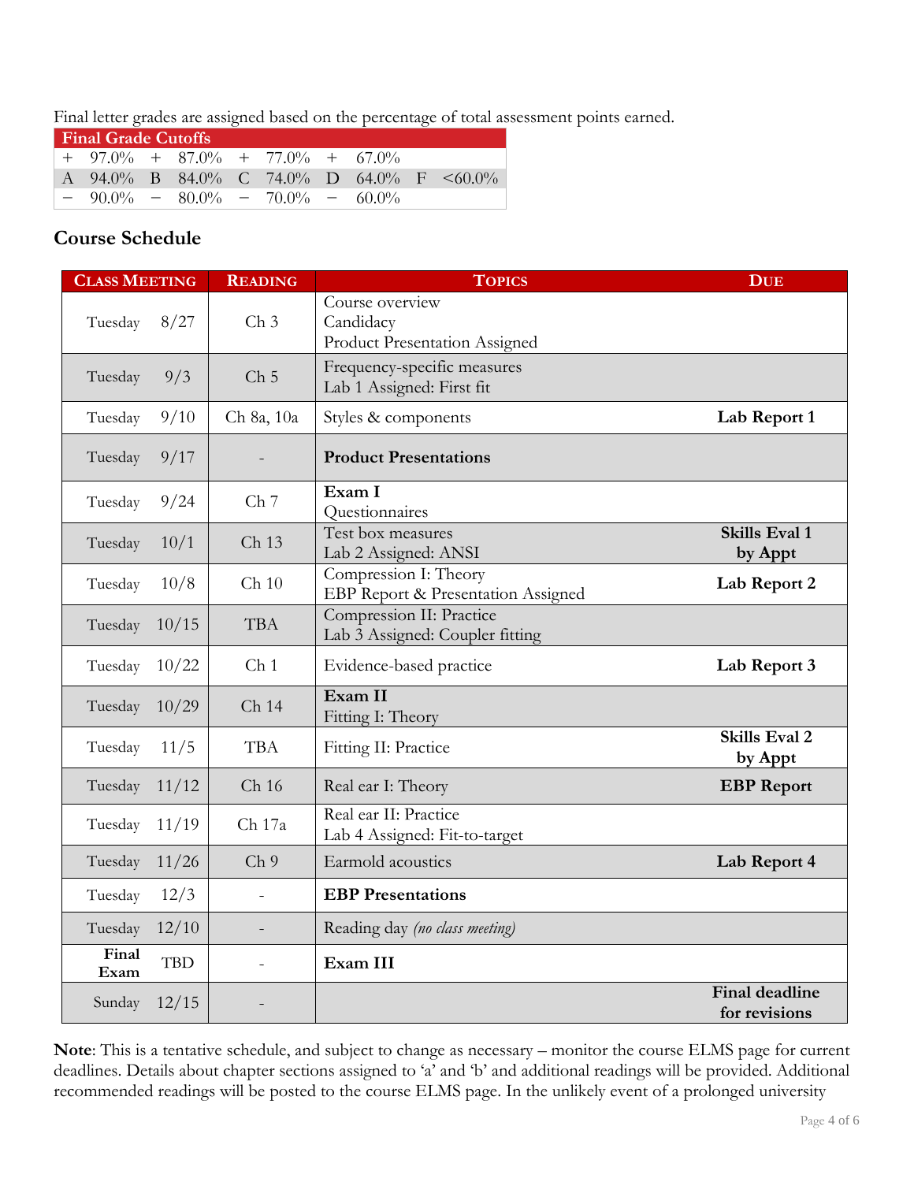Final letter grades are assigned based on the percentage of total assessment points earned.

| Final Grade Cutoffs | | | | | | | | | |
|---|---|---|---|---|---|---|---|---|---|
| + | 97.0% | + | 87.0% | + | 77.0% | + | 67.0% | | |
| A | 94.0% | B | 84.0% | C | 74.0% | D | 64.0% | F | <60.0% |
| − | 90.0% | − | 80.0% | − | 70.0% | − | 60.0% | | |

## Course Schedule

| Class Meeting | Reading | Topics | Due |
|---|---|---|---|
| Tuesday 8/27 | Ch 3 | Course overview<br>Candidacy<br>Product Presentation Assigned | |
| Tuesday 9/3 | Ch 5 | Frequency-specific measures<br>Lab 1 Assigned: First fit | |
| Tuesday 9/10 | Ch 8a, 10a | Styles & components | **Lab Report 1** |
| Tuesday 9/17 | - | **Product Presentations** | |
| Tuesday 9/24 | Ch 7 | **Exam I**<br>Questionnaires | |
| Tuesday 10/1 | Ch 13 | Test box measures<br>Lab 2 Assigned: ANSI | **Skills Eval 1 by Appt** |
| Tuesday 10/8 | Ch 10 | Compression I: Theory<br>EBP Report & Presentation Assigned | **Lab Report 2** |
| Tuesday 10/15 | TBA | Compression II: Practice<br>Lab 3 Assigned: Coupler fitting | |
| Tuesday 10/22 | Ch 1 | Evidence-based practice | **Lab Report 3** |
| Tuesday 10/29 | Ch 14 | **Exam II**<br>Fitting I: Theory | |
| Tuesday 11/5 | TBA | Fitting II: Practice | **Skills Eval 2 by Appt** |
| Tuesday 11/12 | Ch 16 | Real ear I: Theory | **EBP Report** |
| Tuesday 11/19 | Ch 17a | Real ear II: Practice<br>Lab 4 Assigned: Fit-to-target | |
| Tuesday 11/26 | Ch 9 | Earmold acoustics | **Lab Report 4** |
| Tuesday 12/3 | - | **EBP Presentations** | |
| Tuesday 12/10 | - | Reading day *(no class meeting)* | |
| **Final Exam** TBD | - | **Exam III** | |
| Sunday 12/15 | - | | **Final deadline for revisions** |

**Note**: This is a tentative schedule, and subject to change as necessary – monitor the course ELMS page for current deadlines. Details about chapter sections assigned to 'a' and 'b' and additional readings will be provided. Additional recommended readings will be posted to the course ELMS page. In the unlikely event of a prolonged university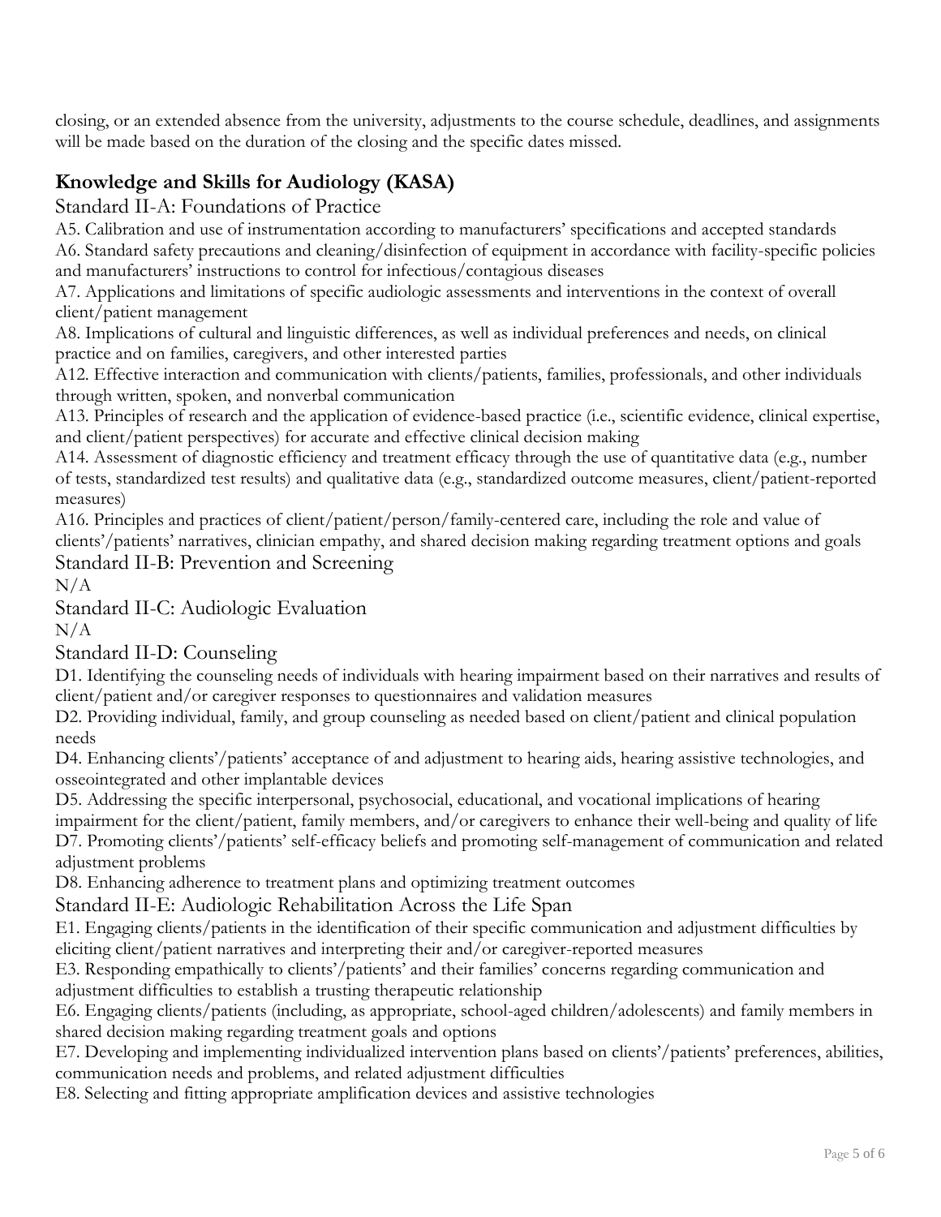closing, or an extended absence from the university, adjustments to the course schedule, deadlines, and assignments will be made based on the duration of the closing and the specific dates missed.

## Knowledge and Skills for Audiology (KASA)

### Standard II-A: Foundations of Practice

A5. Calibration and use of instrumentation according to manufacturers' specifications and accepted standards
A6. Standard safety precautions and cleaning/disinfection of equipment in accordance with facility-specific policies and manufacturers' instructions to control for infectious/contagious diseases
A7. Applications and limitations of specific audiologic assessments and interventions in the context of overall client/patient management
A8. Implications of cultural and linguistic differences, as well as individual preferences and needs, on clinical practice and on families, caregivers, and other interested parties
A12. Effective interaction and communication with clients/patients, families, professionals, and other individuals through written, spoken, and nonverbal communication
A13. Principles of research and the application of evidence-based practice (i.e., scientific evidence, clinical expertise, and client/patient perspectives) for accurate and effective clinical decision making
A14. Assessment of diagnostic efficiency and treatment efficacy through the use of quantitative data (e.g., number of tests, standardized test results) and qualitative data (e.g., standardized outcome measures, client/patient-reported measures)
A16. Principles and practices of client/patient/person/family-centered care, including the role and value of clients'/patients' narratives, clinician empathy, and shared decision making regarding treatment options and goals

### Standard II-B: Prevention and Screening

N/A

### Standard II-C: Audiologic Evaluation

N/A

### Standard II-D: Counseling

D1. Identifying the counseling needs of individuals with hearing impairment based on their narratives and results of client/patient and/or caregiver responses to questionnaires and validation measures
D2. Providing individual, family, and group counseling as needed based on client/patient and clinical population needs
D4. Enhancing clients'/patients' acceptance of and adjustment to hearing aids, hearing assistive technologies, and osseointegrated and other implantable devices
D5. Addressing the specific interpersonal, psychosocial, educational, and vocational implications of hearing impairment for the client/patient, family members, and/or caregivers to enhance their well-being and quality of life
D7. Promoting clients'/patients' self-efficacy beliefs and promoting self-management of communication and related adjustment problems
D8. Enhancing adherence to treatment plans and optimizing treatment outcomes

### Standard II-E: Audiologic Rehabilitation Across the Life Span

E1. Engaging clients/patients in the identification of their specific communication and adjustment difficulties by eliciting client/patient narratives and interpreting their and/or caregiver-reported measures
E3. Responding empathically to clients'/patients' and their families' concerns regarding communication and adjustment difficulties to establish a trusting therapeutic relationship
E6. Engaging clients/patients (including, as appropriate, school-aged children/adolescents) and family members in shared decision making regarding treatment goals and options
E7. Developing and implementing individualized intervention plans based on clients'/patients' preferences, abilities, communication needs and problems, and related adjustment difficulties
E8. Selecting and fitting appropriate amplification devices and assistive technologies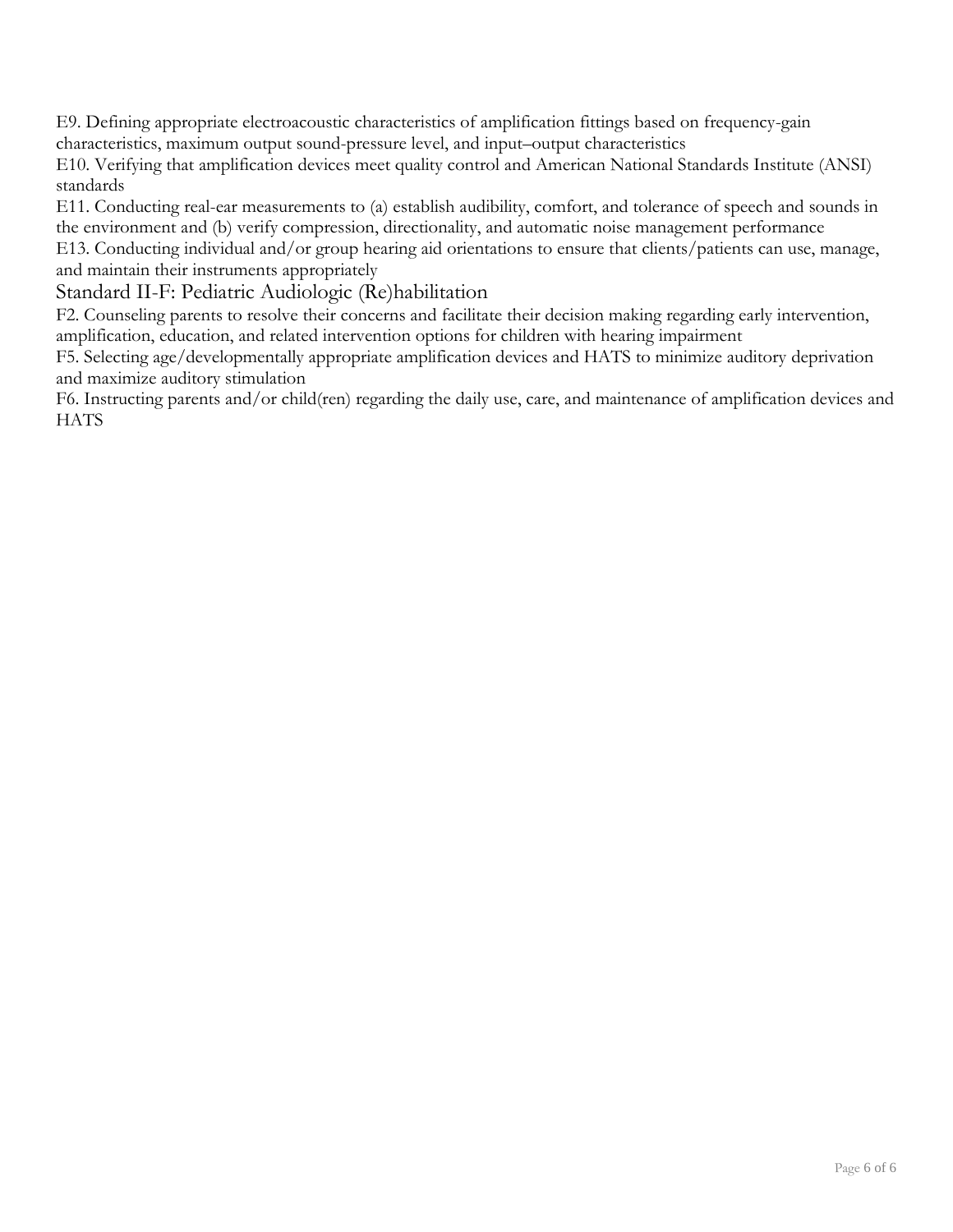E9. Defining appropriate electroacoustic characteristics of amplification fittings based on frequency-gain characteristics, maximum output sound-pressure level, and input–output characteristics

E10. Verifying that amplification devices meet quality control and American National Standards Institute (ANSI) standards

E11. Conducting real-ear measurements to (a) establish audibility, comfort, and tolerance of speech and sounds in the environment and (b) verify compression, directionality, and automatic noise management performance

E13. Conducting individual and/or group hearing aid orientations to ensure that clients/patients can use, manage, and maintain their instruments appropriately

## Standard II-F: Pediatric Audiologic (Re)habilitation

F2. Counseling parents to resolve their concerns and facilitate their decision making regarding early intervention, amplification, education, and related intervention options for children with hearing impairment

F5. Selecting age/developmentally appropriate amplification devices and HATS to minimize auditory deprivation and maximize auditory stimulation

F6. Instructing parents and/or child(ren) regarding the daily use, care, and maintenance of amplification devices and HATS